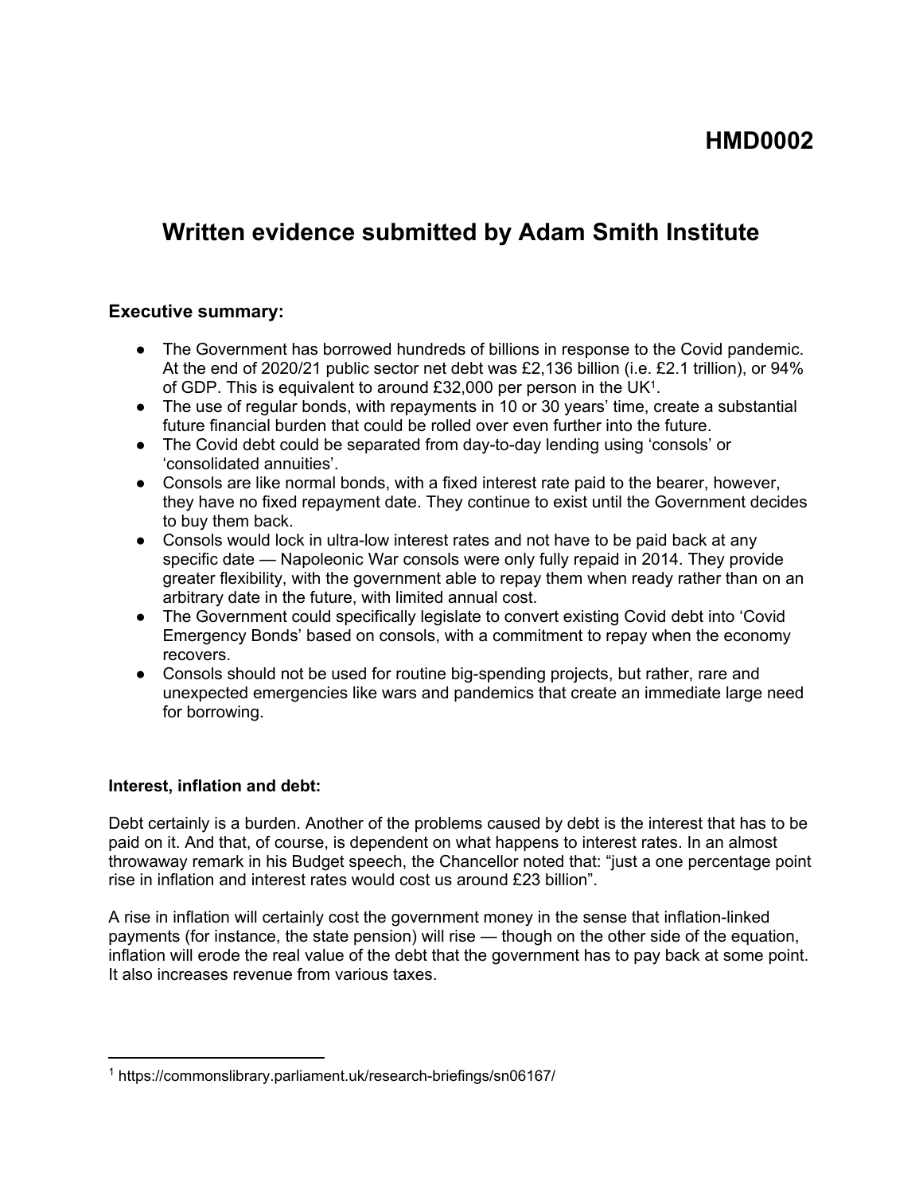# HMD0002

## Written evidence submitted by Adam Smith Institute

### Executive summary:

- The Government has borrowed hundreds of billions in response to the Covid pandemic. At the end of 2020/21 public sector net debt was £2,136 billion (i.e. £2.1 trillion), or 94% of GDP. This is equivalent to around £32,000 per person in the UK[1].
- The use of regular bonds, with repayments in 10 or 30 years' time, create a substantial future financial burden that could be rolled over even further into the future.
- The Covid debt could be separated from day-to-day lending using 'consols' or 'consolidated annuities'.
- Consols are like normal bonds, with a fixed interest rate paid to the bearer, however, they have no fixed repayment date. They continue to exist until the Government decides to buy them back.
- Consols would lock in ultra-low interest rates and not have to be paid back at any specific date — Napoleonic War consols were only fully repaid in 2014. They provide greater flexibility, with the government able to repay them when ready rather than on an arbitrary date in the future, with limited annual cost.
- The Government could specifically legislate to convert existing Covid debt into 'Covid Emergency Bonds' based on consols, with a commitment to repay when the economy recovers.
- Consols should not be used for routine big-spending projects, but rather, rare and unexpected emergencies like wars and pandemics that create an immediate large need for borrowing.

**Interest, inflation and debt:**

Debt certainly is a burden. Another of the problems caused by debt is the interest that has to be paid on it. And that, of course, is dependent on what happens to interest rates. In an almost throwaway remark in his Budget speech, the Chancellor noted that: "just a one percentage point rise in inflation and interest rates would cost us around £23 billion".

A rise in inflation will certainly cost the government money in the sense that inflation-linked payments (for instance, the state pension) will rise — though on the other side of the equation, inflation will erode the real value of the debt that the government has to pay back at some point. It also increases revenue from various taxes.

---

[1] https://commonslibrary.parliament.uk/research-briefings/sn06167/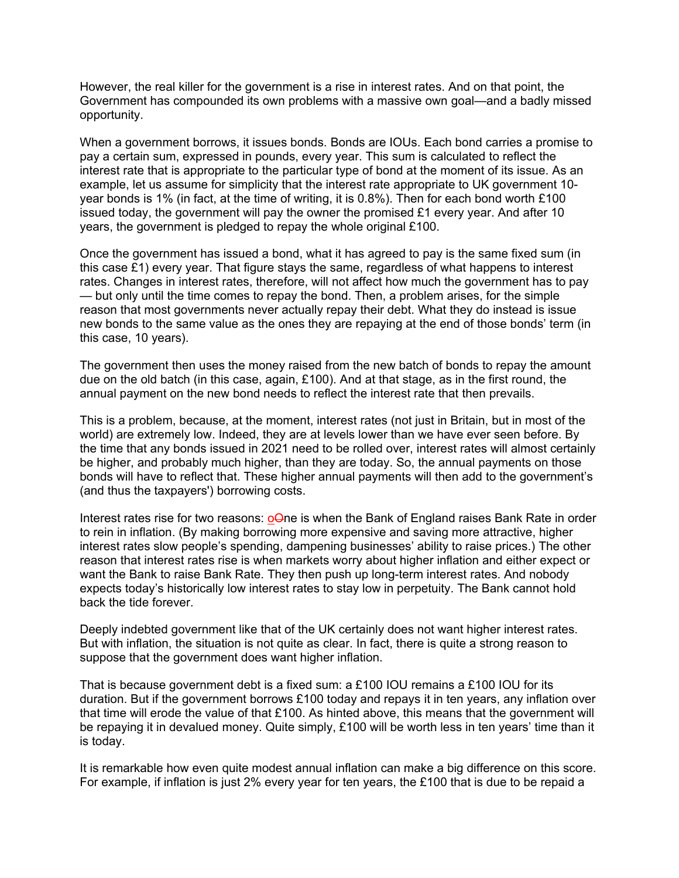However, the real killer for the government is a rise in interest rates. And on that point, the Government has compounded its own problems with a massive own goal—and a badly missed opportunity.

When a government borrows, it issues bonds. Bonds are IOUs. Each bond carries a promise to pay a certain sum, expressed in pounds, every year. This sum is calculated to reflect the interest rate that is appropriate to the particular type of bond at the moment of its issue. As an example, let us assume for simplicity that the interest rate appropriate to UK government 10-year bonds is 1% (in fact, at the time of writing, it is 0.8%). Then for each bond worth £100 issued today, the government will pay the owner the promised £1 every year. And after 10 years, the government is pledged to repay the whole original £100.

Once the government has issued a bond, what it has agreed to pay is the same fixed sum (in this case £1) every year. That figure stays the same, regardless of what happens to interest rates. Changes in interest rates, therefore, will not affect how much the government has to pay — but only until the time comes to repay the bond. Then, a problem arises, for the simple reason that most governments never actually repay their debt. What they do instead is issue new bonds to the same value as the ones they are repaying at the end of those bonds' term (in this case, 10 years).

The government then uses the money raised from the new batch of bonds to repay the amount due on the old batch (in this case, again, £100). And at that stage, as in the first round, the annual payment on the new bond needs to reflect the interest rate that then prevails.

This is a problem, because, at the moment, interest rates (not just in Britain, but in most of the world) are extremely low. Indeed, they are at levels lower than we have ever seen before. By the time that any bonds issued in 2021 need to be rolled over, interest rates will almost certainly be higher, and probably much higher, than they are today. So, the annual payments on those bonds will have to reflect that. These higher annual payments will then add to the government's (and thus the taxpayers') borrowing costs.

Interest rates rise for two reasons: one is when the Bank of England raises Bank Rate in order to rein in inflation. (By making borrowing more expensive and saving more attractive, higher interest rates slow people's spending, dampening businesses' ability to raise prices.) The other reason that interest rates rise is when markets worry about higher inflation and either expect or want the Bank to raise Bank Rate. They then push up long-term interest rates. And nobody expects today's historically low interest rates to stay low in perpetuity. The Bank cannot hold back the tide forever.

Deeply indebted government like that of the UK certainly does not want higher interest rates. But with inflation, the situation is not quite as clear. In fact, there is quite a strong reason to suppose that the government does want higher inflation.

That is because government debt is a fixed sum: a £100 IOU remains a £100 IOU for its duration. But if the government borrows £100 today and repays it in ten years, any inflation over that time will erode the value of that £100. As hinted above, this means that the government will be repaying it in devalued money. Quite simply, £100 will be worth less in ten years' time than it is today.

It is remarkable how even quite modest annual inflation can make a big difference on this score. For example, if inflation is just 2% every year for ten years, the £100 that is due to be repaid a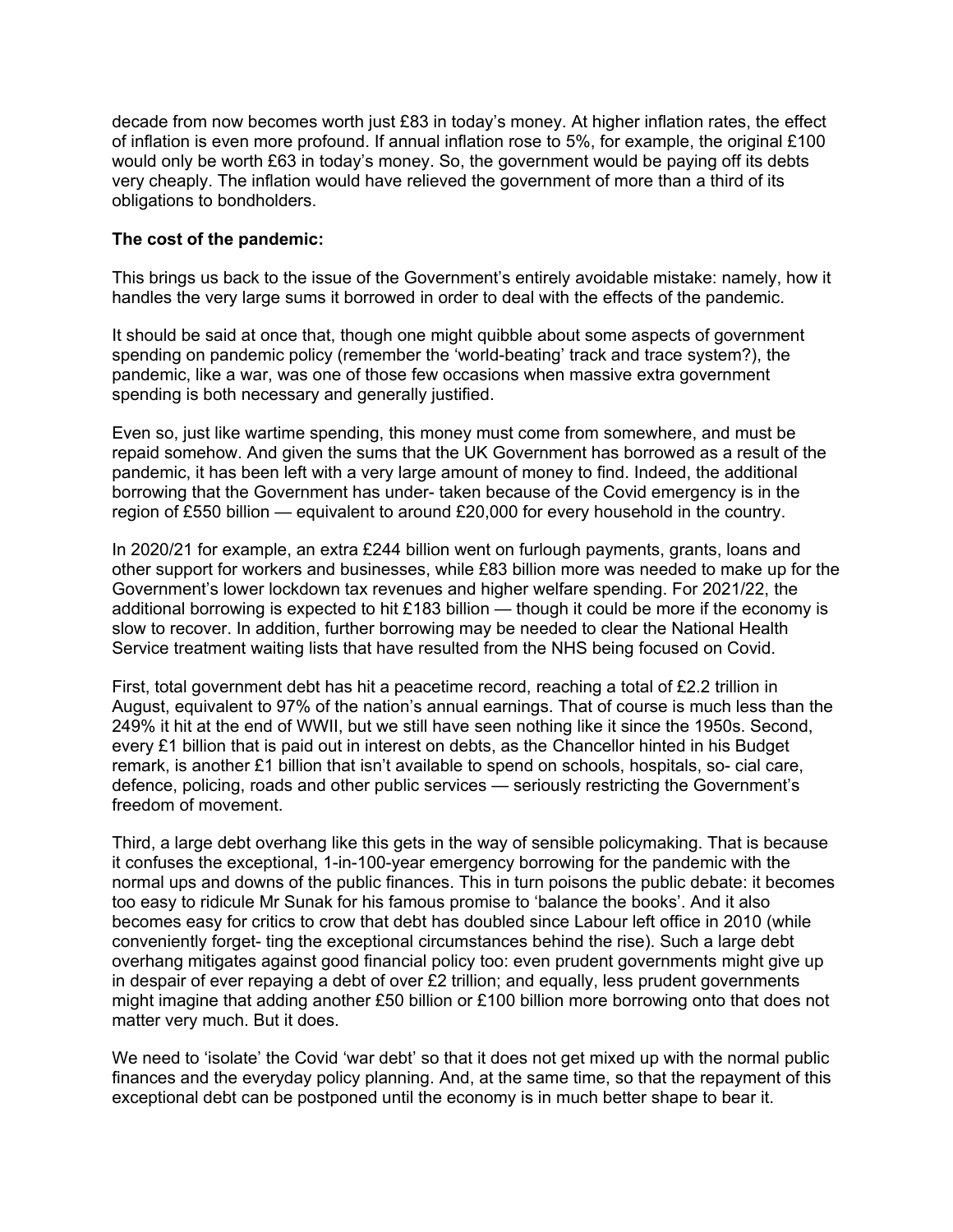decade from now becomes worth just £83 in today's money. At higher inflation rates, the effect of inflation is even more profound. If annual inflation rose to 5%, for example, the original £100 would only be worth £63 in today's money. So, the government would be paying off its debts very cheaply. The inflation would have relieved the government of more than a third of its obligations to bondholders.

**The cost of the pandemic:**

This brings us back to the issue of the Government's entirely avoidable mistake: namely, how it handles the very large sums it borrowed in order to deal with the effects of the pandemic.

It should be said at once that, though one might quibble about some aspects of government spending on pandemic policy (remember the 'world-beating' track and trace system?), the pandemic, like a war, was one of those few occasions when massive extra government spending is both necessary and generally justified.

Even so, just like wartime spending, this money must come from somewhere, and must be repaid somehow. And given the sums that the UK Government has borrowed as a result of the pandemic, it has been left with a very large amount of money to find. Indeed, the additional borrowing that the Government has under- taken because of the Covid emergency is in the region of £550 billion — equivalent to around £20,000 for every household in the country.

In 2020/21 for example, an extra £244 billion went on furlough payments, grants, loans and other support for workers and businesses, while £83 billion more was needed to make up for the Government's lower lockdown tax revenues and higher welfare spending. For 2021/22, the additional borrowing is expected to hit £183 billion — though it could be more if the economy is slow to recover. In addition, further borrowing may be needed to clear the National Health Service treatment waiting lists that have resulted from the NHS being focused on Covid.

First, total government debt has hit a peacetime record, reaching a total of £2.2 trillion in August, equivalent to 97% of the nation's annual earnings. That of course is much less than the 249% it hit at the end of WWII, but we still have seen nothing like it since the 1950s. Second, every £1 billion that is paid out in interest on debts, as the Chancellor hinted in his Budget remark, is another £1 billion that isn't available to spend on schools, hospitals, so- cial care, defence, policing, roads and other public services — seriously restricting the Government's freedom of movement.

Third, a large debt overhang like this gets in the way of sensible policymaking. That is because it confuses the exceptional, 1-in-100-year emergency borrowing for the pandemic with the normal ups and downs of the public finances. This in turn poisons the public debate: it becomes too easy to ridicule Mr Sunak for his famous promise to 'balance the books'. And it also becomes easy for critics to crow that debt has doubled since Labour left office in 2010 (while conveniently forget- ting the exceptional circumstances behind the rise). Such a large debt overhang mitigates against good financial policy too: even prudent governments might give up in despair of ever repaying a debt of over £2 trillion; and equally, less prudent governments might imagine that adding another £50 billion or £100 billion more borrowing onto that does not matter very much. But it does.

We need to 'isolate' the Covid 'war debt' so that it does not get mixed up with the normal public finances and the everyday policy planning. And, at the same time, so that the repayment of this exceptional debt can be postponed until the economy is in much better shape to bear it.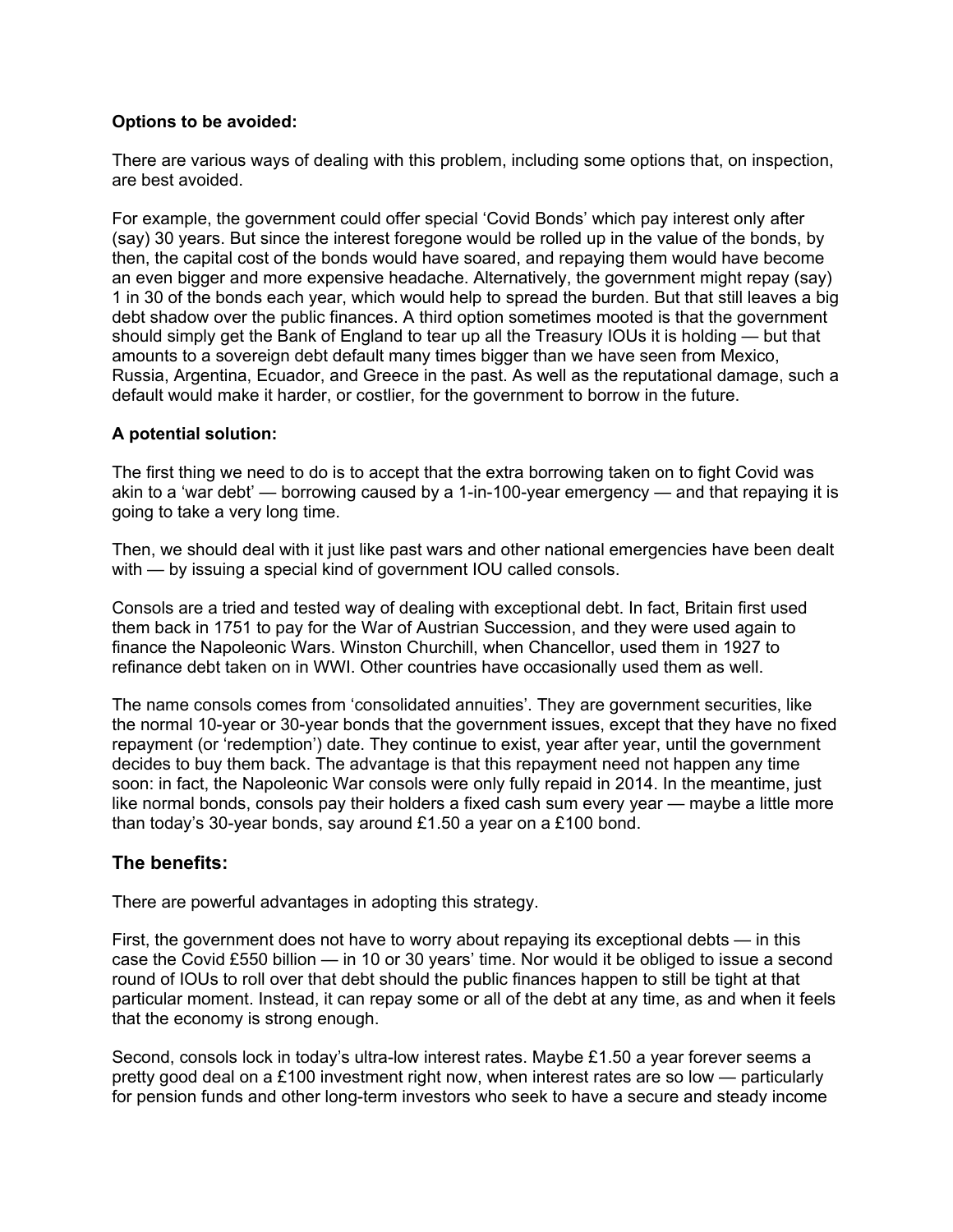**Options to be avoided:**

There are various ways of dealing with this problem, including some options that, on inspection, are best avoided.

For example, the government could offer special ‘Covid Bonds’ which pay interest only after (say) 30 years. But since the interest foregone would be rolled up in the value of the bonds, by then, the capital cost of the bonds would have soared, and repaying them would have become an even bigger and more expensive headache. Alternatively, the government might repay (say) 1 in 30 of the bonds each year, which would help to spread the burden. But that still leaves a big debt shadow over the public finances. A third option sometimes mooted is that the government should simply get the Bank of England to tear up all the Treasury IOUs it is holding — but that amounts to a sovereign debt default many times bigger than we have seen from Mexico, Russia, Argentina, Ecuador, and Greece in the past. As well as the reputational damage, such a default would make it harder, or costlier, for the government to borrow in the future.

**A potential solution:**

The first thing we need to do is to accept that the extra borrowing taken on to fight Covid was akin to a ‘war debt’ — borrowing caused by a 1-in-100-year emergency — and that repaying it is going to take a very long time.

Then, we should deal with it just like past wars and other national emergencies have been dealt with — by issuing a special kind of government IOU called consols.

Consols are a tried and tested way of dealing with exceptional debt. In fact, Britain first used them back in 1751 to pay for the War of Austrian Succession, and they were used again to finance the Napoleonic Wars. Winston Churchill, when Chancellor, used them in 1927 to refinance debt taken on in WWI. Other countries have occasionally used them as well.

The name consols comes from ‘consolidated annuities’. They are government securities, like the normal 10-year or 30-year bonds that the government issues, except that they have no fixed repayment (or ‘redemption’) date. They continue to exist, year after year, until the government decides to buy them back. The advantage is that this repayment need not happen any time soon: in fact, the Napoleonic War consols were only fully repaid in 2014. In the meantime, just like normal bonds, consols pay their holders a fixed cash sum every year — maybe a little more than today’s 30-year bonds, say around £1.50 a year on a £100 bond.

## The benefits:

There are powerful advantages in adopting this strategy.

First, the government does not have to worry about repaying its exceptional debts — in this case the Covid £550 billion — in 10 or 30 years’ time. Nor would it be obliged to issue a second round of IOUs to roll over that debt should the public finances happen to still be tight at that particular moment. Instead, it can repay some or all of the debt at any time, as and when it feels that the economy is strong enough.

Second, consols lock in today’s ultra-low interest rates. Maybe £1.50 a year forever seems a pretty good deal on a £100 investment right now, when interest rates are so low — particularly for pension funds and other long-term investors who seek to have a secure and steady income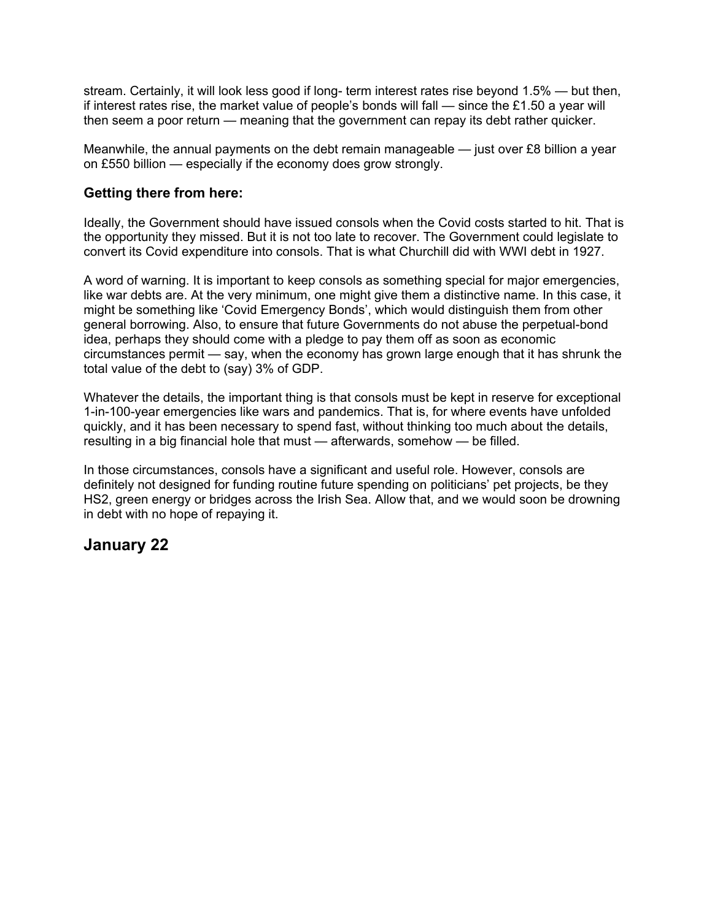stream. Certainly, it will look less good if long- term interest rates rise beyond 1.5% — but then, if interest rates rise, the market value of people's bonds will fall — since the £1.50 a year will then seem a poor return — meaning that the government can repay its debt rather quicker.

Meanwhile, the annual payments on the debt remain manageable — just over £8 billion a year on £550 billion — especially if the economy does grow strongly.

### Getting there from here:

Ideally, the Government should have issued consols when the Covid costs started to hit. That is the opportunity they missed. But it is not too late to recover. The Government could legislate to convert its Covid expenditure into consols. That is what Churchill did with WWI debt in 1927.

A word of warning. It is important to keep consols as something special for major emergencies, like war debts are. At the very minimum, one might give them a distinctive name. In this case, it might be something like 'Covid Emergency Bonds', which would distinguish them from other general borrowing. Also, to ensure that future Governments do not abuse the perpetual-bond idea, perhaps they should come with a pledge to pay them off as soon as economic circumstances permit — say, when the economy has grown large enough that it has shrunk the total value of the debt to (say) 3% of GDP.

Whatever the details, the important thing is that consols must be kept in reserve for exceptional 1-in-100-year emergencies like wars and pandemics. That is, for where events have unfolded quickly, and it has been necessary to spend fast, without thinking too much about the details, resulting in a big financial hole that must — afterwards, somehow — be filled.

In those circumstances, consols have a significant and useful role. However, consols are definitely not designed for funding routine future spending on politicians' pet projects, be they HS2, green energy or bridges across the Irish Sea. Allow that, and we would soon be drowning in debt with no hope of repaying it.

## January 22